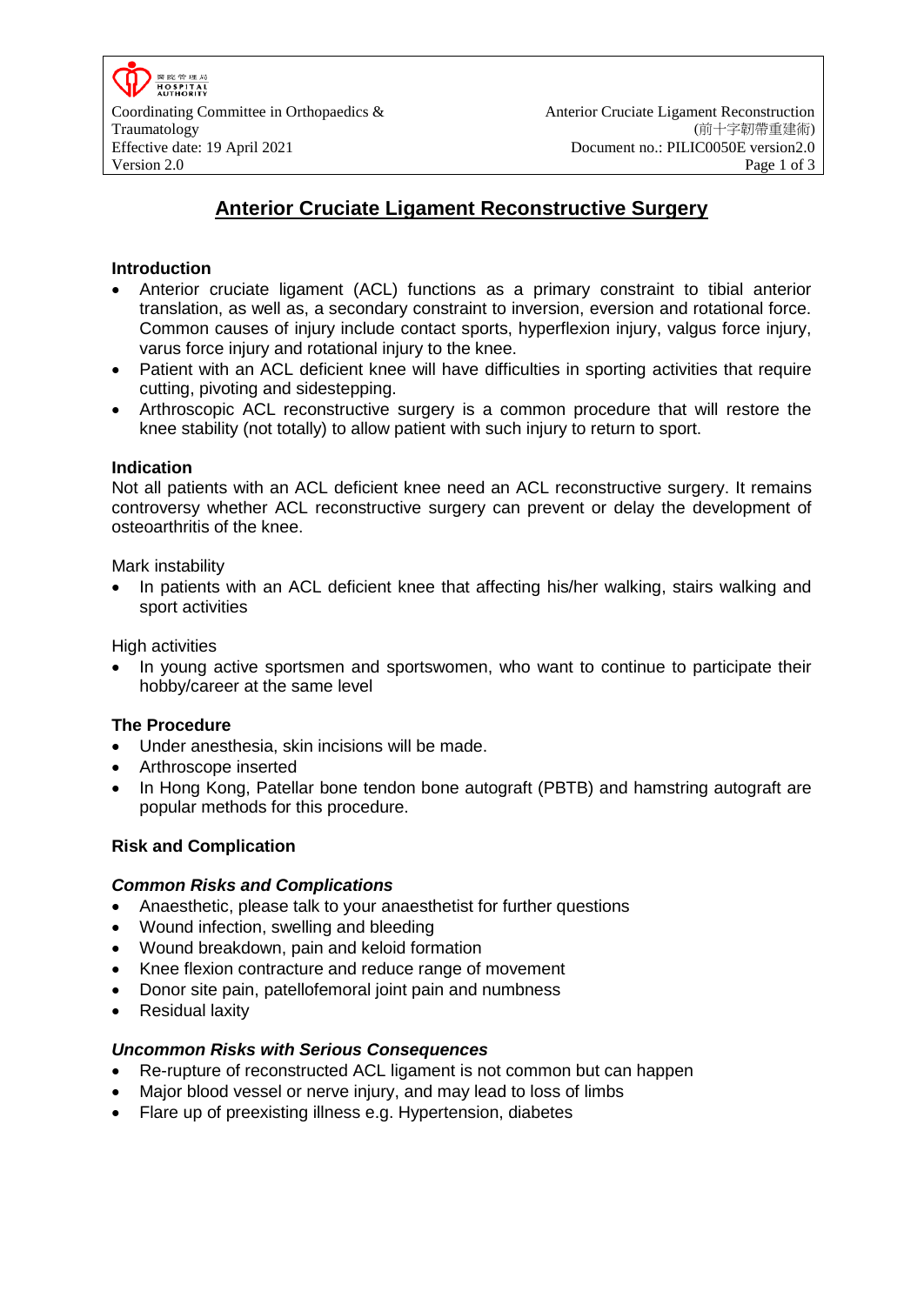# Anterior Cruciate Ligament Reconstructive Surgery

## Introduction

- Anterior cruciate ligament (ACL) functions as a primary constraint to tibial anterior translation, as well as, a secondary constraint to inversion, eversion and rotational force. Common causes of injury include contact sports, hyperflexion injury, valgus force injury, varus force injury and rotational injury to the knee.
- Patient with an ACL deficient knee will have difficulties in sporting activities that require cutting, pivoting and sidestepping.
- Arthroscopic ACL reconstructive surgery is a common procedure that will restore the knee stability (not totally) to allow patient with such injury to return to sport.

## Indication

Not all patients with an ACL deficient knee need an ACL reconstructive surgery. It remains controversy whether ACL reconstructive surgery can prevent or delay the development of osteoarthritis of the knee.

Mark instability

- In patients with an ACL deficient knee that affecting his/her walking, stairs walking and sport activities

High activities

- In young active sportsmen and sportswomen, who want to continue to participate their hobby/career at the same level

## The Procedure

- Under anesthesia, skin incisions will be made.
- Arthroscope inserted
- In Hong Kong, Patellar bone tendon bone autograft (PBTB) and hamstring autograft are popular methods for this procedure.

## Risk and Complication

### *Common Risks and Complications*

- Anaesthetic, please talk to your anaesthetist for further questions
- Wound infection, swelling and bleeding
- Wound breakdown, pain and keloid formation
- Knee flexion contracture and reduce range of movement
- Donor site pain, patellofemoral joint pain and numbness
- Residual laxity

### *Uncommon Risks with Serious Consequences*

- Re-rupture of reconstructed ACL ligament is not common but can happen
- Major blood vessel or nerve injury, and may lead to loss of limbs
- Flare up of preexisting illness e.g. Hypertension, diabetes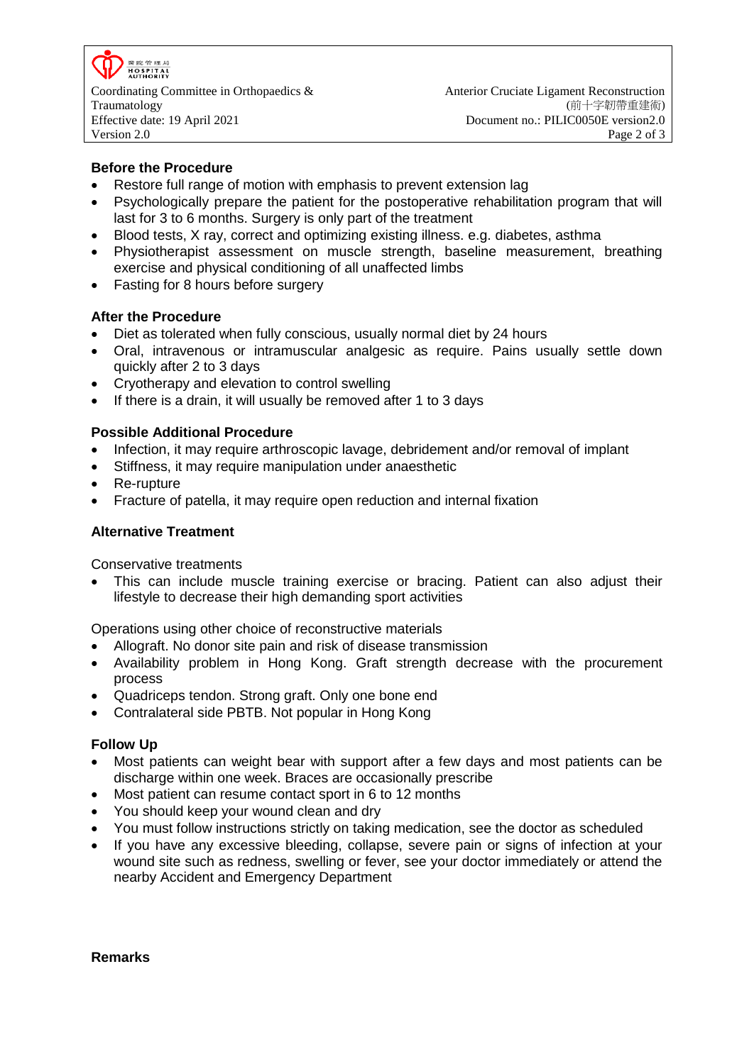**Before the Procedure**

- Restore full range of motion with emphasis to prevent extension lag
- Psychologically prepare the patient for the postoperative rehabilitation program that will last for 3 to 6 months. Surgery is only part of the treatment
- Blood tests, X ray, correct and optimizing existing illness. e.g. diabetes, asthma
- Physiotherapist assessment on muscle strength, baseline measurement, breathing exercise and physical conditioning of all unaffected limbs
- Fasting for 8 hours before surgery

**After the Procedure**

- Diet as tolerated when fully conscious, usually normal diet by 24 hours
- Oral, intravenous or intramuscular analgesic as require. Pains usually settle down quickly after 2 to 3 days
- Cryotherapy and elevation to control swelling
- If there is a drain, it will usually be removed after 1 to 3 days

**Possible Additional Procedure**

- Infection, it may require arthroscopic lavage, debridement and/or removal of implant
- Stiffness, it may require manipulation under anaesthetic
- Re-rupture
- Fracture of patella, it may require open reduction and internal fixation

**Alternative Treatment**

Conservative treatments

- This can include muscle training exercise or bracing. Patient can also adjust their lifestyle to decrease their high demanding sport activities

Operations using other choice of reconstructive materials

- Allograft. No donor site pain and risk of disease transmission
- Availability problem in Hong Kong. Graft strength decrease with the procurement process
- Quadriceps tendon. Strong graft. Only one bone end
- Contralateral side PBTB. Not popular in Hong Kong

**Follow Up**

- Most patients can weight bear with support after a few days and most patients can be discharge within one week. Braces are occasionally prescribe
- Most patient can resume contact sport in 6 to 12 months
- You should keep your wound clean and dry
- You must follow instructions strictly on taking medication, see the doctor as scheduled
- If you have any excessive bleeding, collapse, severe pain or signs of infection at your wound site such as redness, swelling or fever, see your doctor immediately or attend the nearby Accident and Emergency Department

**Remarks**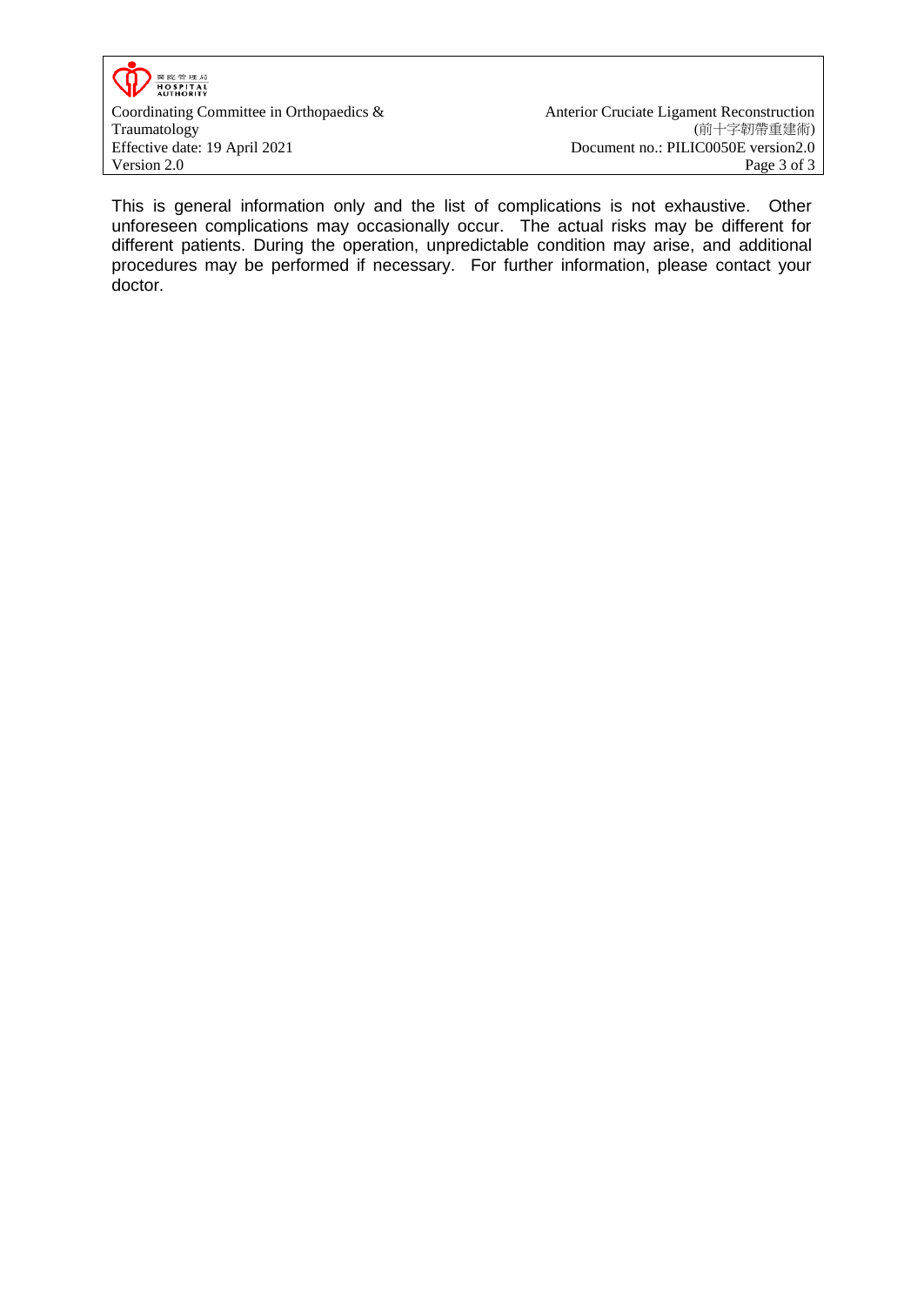This is general information only and the list of complications is not exhaustive. Other unforeseen complications may occasionally occur. The actual risks may be different for different patients. During the operation, unpredictable condition may arise, and additional procedures may be performed if necessary. For further information, please contact your doctor.